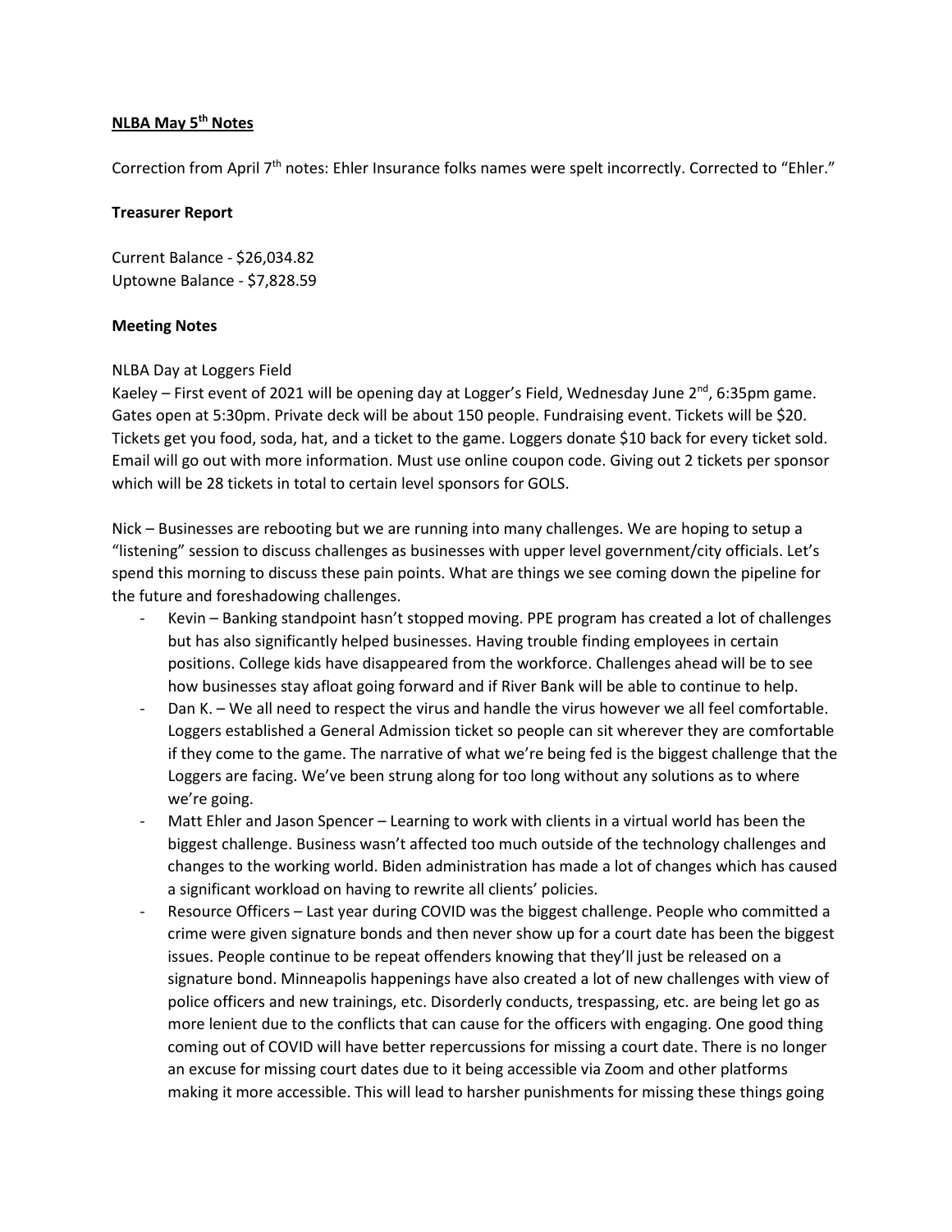**NLBA May 5th Notes**

Correction from April 7th notes: Ehler Insurance folks names were spelt incorrectly. Corrected to "Ehler."

**Treasurer Report**

Current Balance - $26,034.82
Uptowne Balance - $7,828.59

**Meeting Notes**

NLBA Day at Loggers Field
Kaeley – First event of 2021 will be opening day at Logger's Field, Wednesday June 2nd, 6:35pm game. Gates open at 5:30pm. Private deck will be about 150 people. Fundraising event. Tickets will be $20. Tickets get you food, soda, hat, and a ticket to the game. Loggers donate $10 back for every ticket sold. Email will go out with more information. Must use online coupon code. Giving out 2 tickets per sponsor which will be 28 tickets in total to certain level sponsors for GOLS.

Nick – Businesses are rebooting but we are running into many challenges. We are hoping to setup a "listening" session to discuss challenges as businesses with upper level government/city officials. Let's spend this morning to discuss these pain points. What are things we see coming down the pipeline for the future and foreshadowing challenges.

- Kevin – Banking standpoint hasn't stopped moving. PPE program has created a lot of challenges but has also significantly helped businesses. Having trouble finding employees in certain positions. College kids have disappeared from the workforce. Challenges ahead will be to see how businesses stay afloat going forward and if River Bank will be able to continue to help.
- Dan K. – We all need to respect the virus and handle the virus however we all feel comfortable. Loggers established a General Admission ticket so people can sit wherever they are comfortable if they come to the game. The narrative of what we're being fed is the biggest challenge that the Loggers are facing. We've been strung along for too long without any solutions as to where we're going.
- Matt Ehler and Jason Spencer – Learning to work with clients in a virtual world has been the biggest challenge. Business wasn't affected too much outside of the technology challenges and changes to the working world. Biden administration has made a lot of changes which has caused a significant workload on having to rewrite all clients' policies.
- Resource Officers – Last year during COVID was the biggest challenge. People who committed a crime were given signature bonds and then never show up for a court date has been the biggest issues. People continue to be repeat offenders knowing that they'll just be released on a signature bond. Minneapolis happenings have also created a lot of new challenges with view of police officers and new trainings, etc. Disorderly conducts, trespassing, etc. are being let go as more lenient due to the conflicts that can cause for the officers with engaging. One good thing coming out of COVID will have better repercussions for missing a court date. There is no longer an excuse for missing court dates due to it being accessible via Zoom and other platforms making it more accessible. This will lead to harsher punishments for missing these things going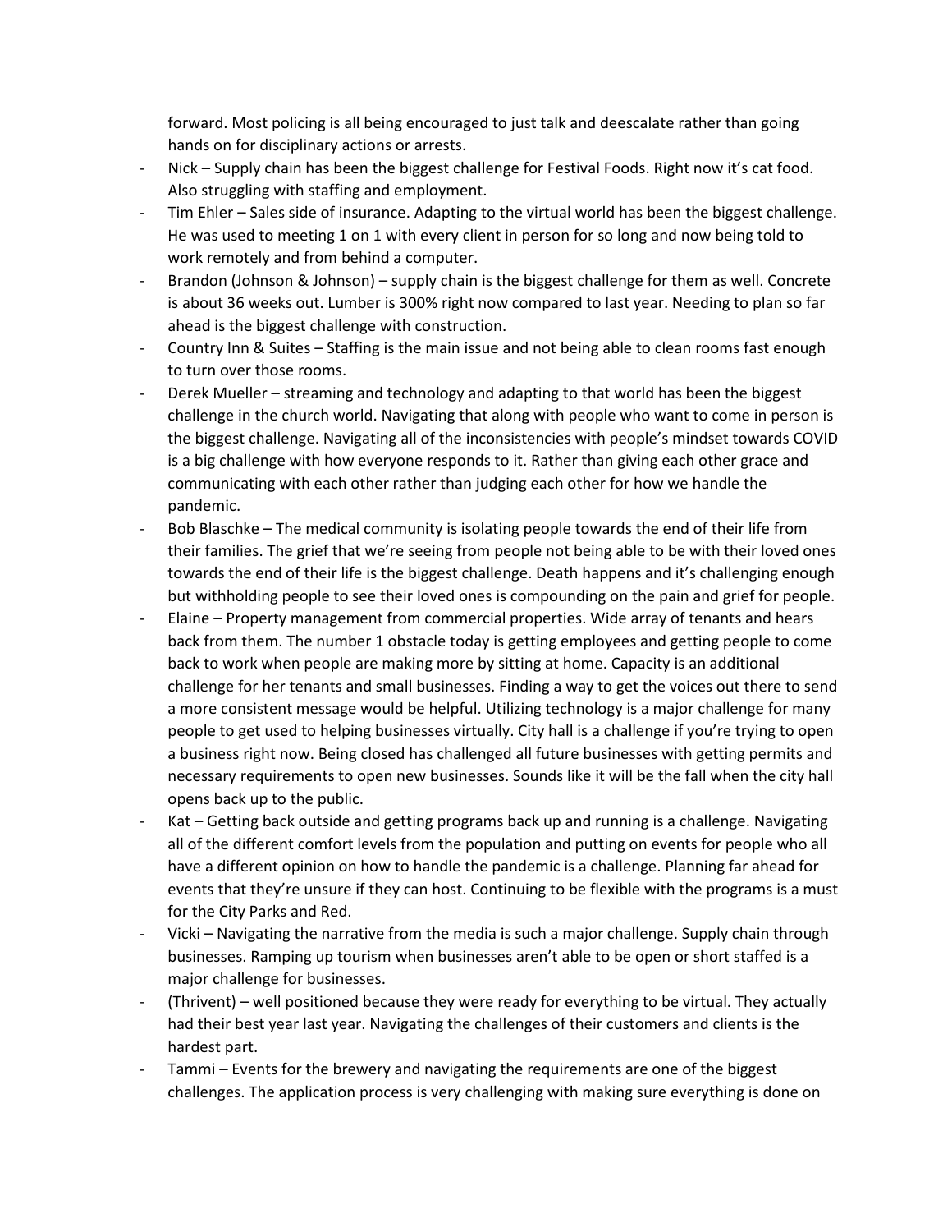forward. Most policing is all being encouraged to just talk and deescalate rather than going hands on for disciplinary actions or arrests.

- Nick – Supply chain has been the biggest challenge for Festival Foods. Right now it's cat food. Also struggling with staffing and employment.
- Tim Ehler – Sales side of insurance. Adapting to the virtual world has been the biggest challenge. He was used to meeting 1 on 1 with every client in person for so long and now being told to work remotely and from behind a computer.
- Brandon (Johnson & Johnson) – supply chain is the biggest challenge for them as well. Concrete is about 36 weeks out. Lumber is 300% right now compared to last year. Needing to plan so far ahead is the biggest challenge with construction.
- Country Inn & Suites – Staffing is the main issue and not being able to clean rooms fast enough to turn over those rooms.
- Derek Mueller – streaming and technology and adapting to that world has been the biggest challenge in the church world. Navigating that along with people who want to come in person is the biggest challenge. Navigating all of the inconsistencies with people's mindset towards COVID is a big challenge with how everyone responds to it. Rather than giving each other grace and communicating with each other rather than judging each other for how we handle the pandemic.
- Bob Blaschke – The medical community is isolating people towards the end of their life from their families. The grief that we're seeing from people not being able to be with their loved ones towards the end of their life is the biggest challenge. Death happens and it's challenging enough but withholding people to see their loved ones is compounding on the pain and grief for people.
- Elaine – Property management from commercial properties. Wide array of tenants and hears back from them. The number 1 obstacle today is getting employees and getting people to come back to work when people are making more by sitting at home. Capacity is an additional challenge for her tenants and small businesses. Finding a way to get the voices out there to send a more consistent message would be helpful. Utilizing technology is a major challenge for many people to get used to helping businesses virtually. City hall is a challenge if you're trying to open a business right now. Being closed has challenged all future businesses with getting permits and necessary requirements to open new businesses. Sounds like it will be the fall when the city hall opens back up to the public.
- Kat – Getting back outside and getting programs back up and running is a challenge. Navigating all of the different comfort levels from the population and putting on events for people who all have a different opinion on how to handle the pandemic is a challenge. Planning far ahead for events that they're unsure if they can host. Continuing to be flexible with the programs is a must for the City Parks and Red.
- Vicki – Navigating the narrative from the media is such a major challenge. Supply chain through businesses. Ramping up tourism when businesses aren't able to be open or short staffed is a major challenge for businesses.
- (Thrivent) – well positioned because they were ready for everything to be virtual. They actually had their best year last year. Navigating the challenges of their customers and clients is the hardest part.
- Tammi – Events for the brewery and navigating the requirements are one of the biggest challenges. The application process is very challenging with making sure everything is done on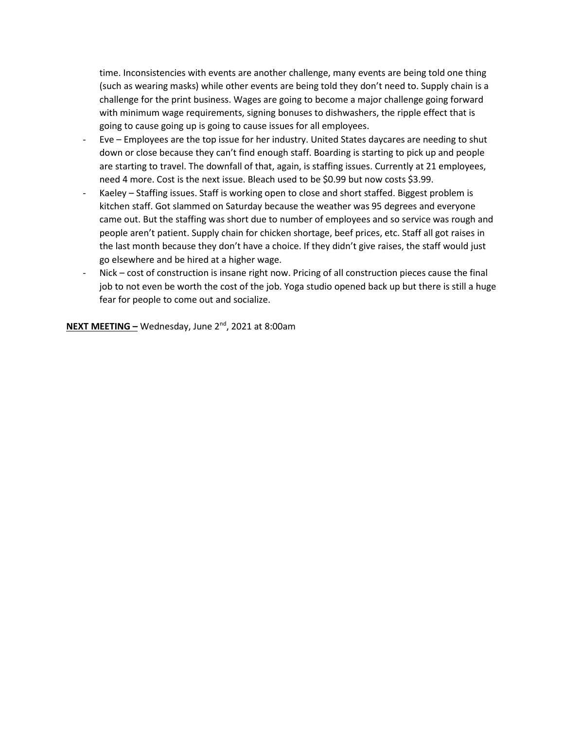time. Inconsistencies with events are another challenge, many events are being told one thing (such as wearing masks) while other events are being told they don't need to. Supply chain is a challenge for the print business. Wages are going to become a major challenge going forward with minimum wage requirements, signing bonuses to dishwashers, the ripple effect that is going to cause going up is going to cause issues for all employees.

- Eve – Employees are the top issue for her industry. United States daycares are needing to shut down or close because they can't find enough staff. Boarding is starting to pick up and people are starting to travel. The downfall of that, again, is staffing issues. Currently at 21 employees, need 4 more. Cost is the next issue. Bleach used to be $0.99 but now costs $3.99.
- Kaeley – Staffing issues. Staff is working open to close and short staffed. Biggest problem is kitchen staff. Got slammed on Saturday because the weather was 95 degrees and everyone came out. But the staffing was short due to number of employees and so service was rough and people aren't patient. Supply chain for chicken shortage, beef prices, etc. Staff all got raises in the last month because they don't have a choice. If they didn't give raises, the staff would just go elsewhere and be hired at a higher wage.
- Nick – cost of construction is insane right now. Pricing of all construction pieces cause the final job to not even be worth the cost of the job. Yoga studio opened back up but there is still a huge fear for people to come out and socialize.

**NEXT MEETING –** Wednesday, June 2nd, 2021 at 8:00am